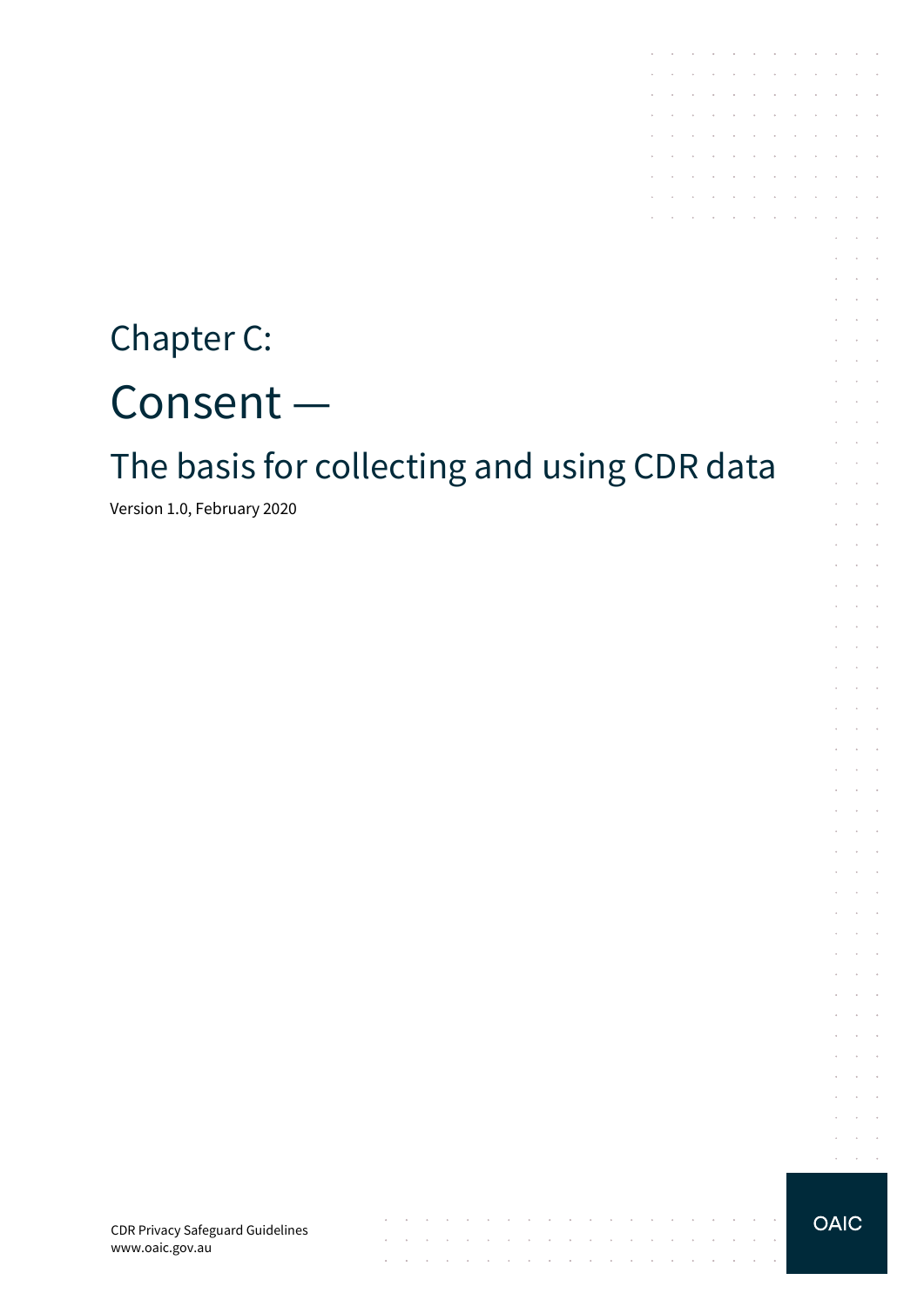# Chapter C:

# Consent —

## The basis for collecting and using CDR data

Version 1.0, February 2020

CDR Privacy Safeguard Guidelines
www.oaic.gov.au

OAIC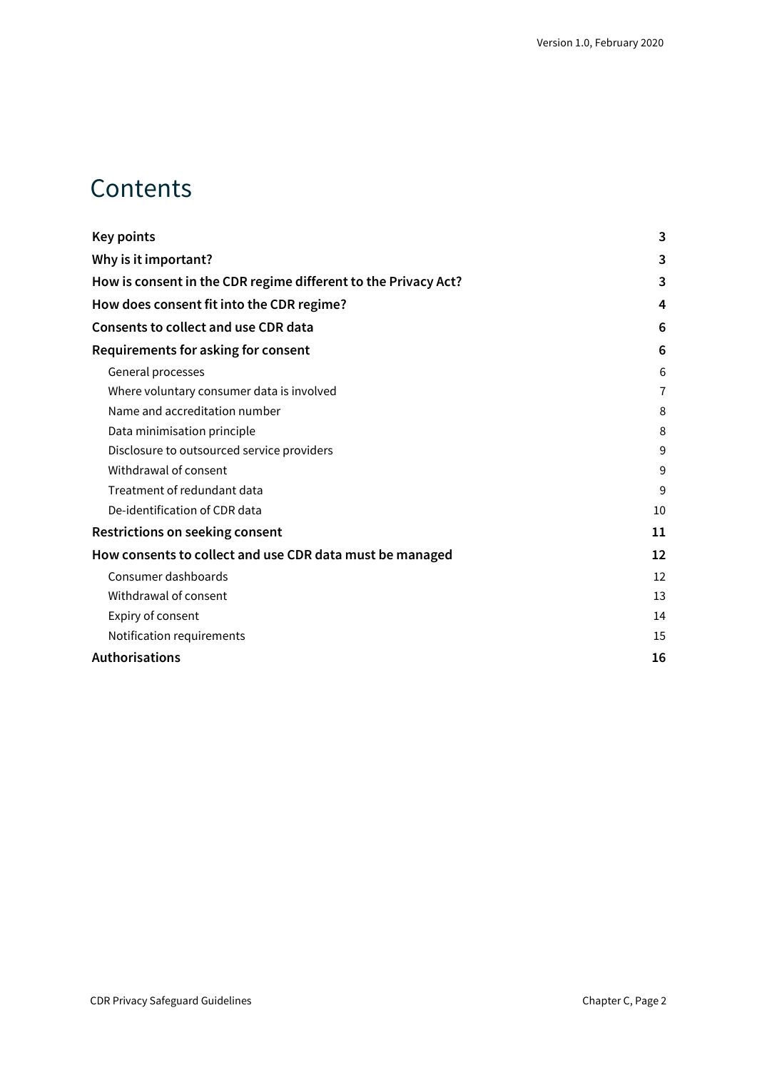# Contents

| | |
|---|---|
| **Key points** | **3** |
| **Why is it important?** | **3** |
| **How is consent in the CDR regime different to the Privacy Act?** | **3** |
| **How does consent fit into the CDR regime?** | **4** |
| **Consents to collect and use CDR data** | **6** |
| **Requirements for asking for consent** | **6** |
| General processes | 6 |
| Where voluntary consumer data is involved | 7 |
| Name and accreditation number | 8 |
| Data minimisation principle | 8 |
| Disclosure to outsourced service providers | 9 |
| Withdrawal of consent | 9 |
| Treatment of redundant data | 9 |
| De-identification of CDR data | 10 |
| **Restrictions on seeking consent** | **11** |
| **How consents to collect and use CDR data must be managed** | **12** |
| Consumer dashboards | 12 |
| Withdrawal of consent | 13 |
| Expiry of consent | 14 |
| Notification requirements | 15 |
| **Authorisations** | **16** |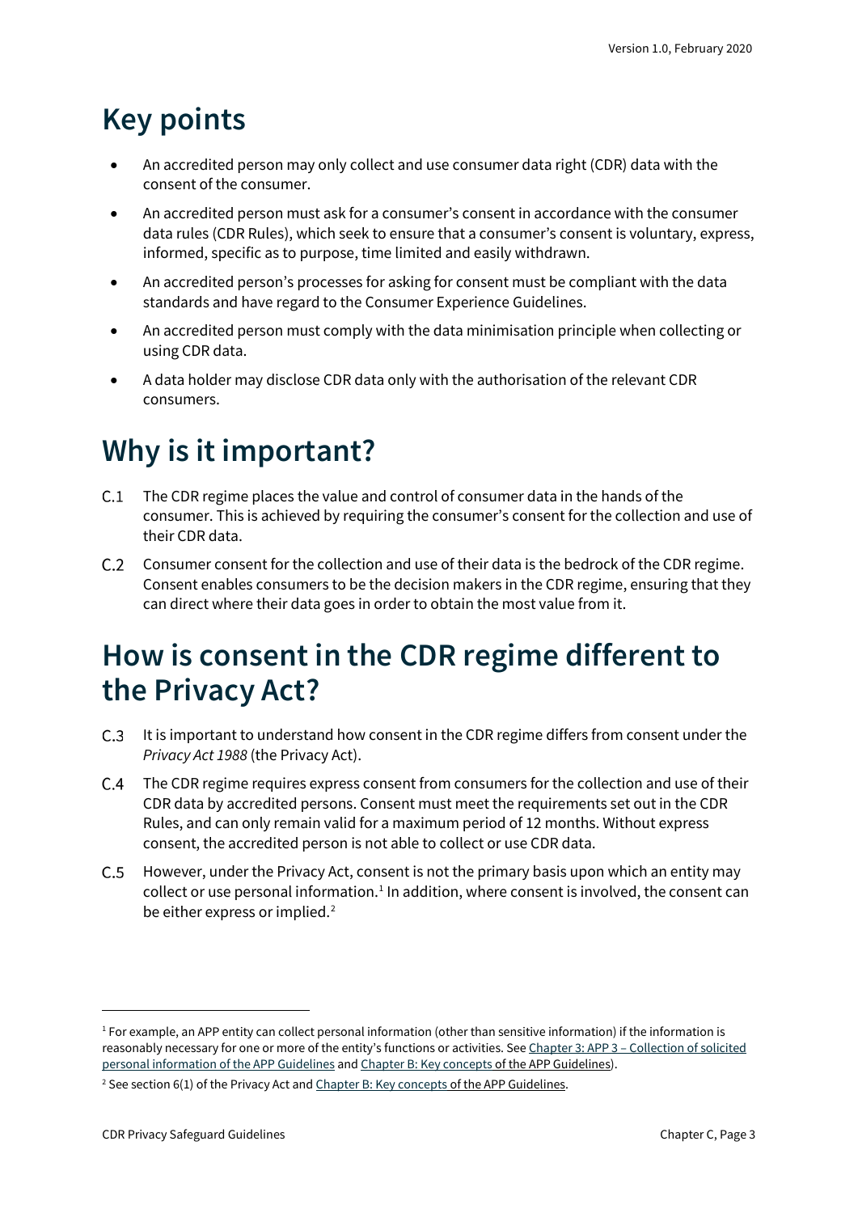# Key points

- An accredited person may only collect and use consumer data right (CDR) data with the consent of the consumer.
- An accredited person must ask for a consumer's consent in accordance with the consumer data rules (CDR Rules), which seek to ensure that a consumer's consent is voluntary, express, informed, specific as to purpose, time limited and easily withdrawn.
- An accredited person's processes for asking for consent must be compliant with the data standards and have regard to the Consumer Experience Guidelines.
- An accredited person must comply with the data minimisation principle when collecting or using CDR data.
- A data holder may disclose CDR data only with the authorisation of the relevant CDR consumers.

# Why is it important?

C.1 The CDR regime places the value and control of consumer data in the hands of the consumer. This is achieved by requiring the consumer's consent for the collection and use of their CDR data.

C.2 Consumer consent for the collection and use of their data is the bedrock of the CDR regime. Consent enables consumers to be the decision makers in the CDR regime, ensuring that they can direct where their data goes in order to obtain the most value from it.

# How is consent in the CDR regime different to the Privacy Act?

C.3 It is important to understand how consent in the CDR regime differs from consent under the *Privacy Act 1988* (the Privacy Act).

C.4 The CDR regime requires express consent from consumers for the collection and use of their CDR data by accredited persons. Consent must meet the requirements set out in the CDR Rules, and can only remain valid for a maximum period of 12 months. Without express consent, the accredited person is not able to collect or use CDR data.

C.5 However, under the Privacy Act, consent is not the primary basis upon which an entity may collect or use personal information.[1] In addition, where consent is involved, the consent can be either express or implied.[2]

---

[1] For example, an APP entity can collect personal information (other than sensitive information) if the information is reasonably necessary for one or more of the entity's functions or activities. See Chapter 3: APP 3 – Collection of solicited personal information of the APP Guidelines and Chapter B: Key concepts of the APP Guidelines).

[2] See section 6(1) of the Privacy Act and Chapter B: Key concepts of the APP Guidelines.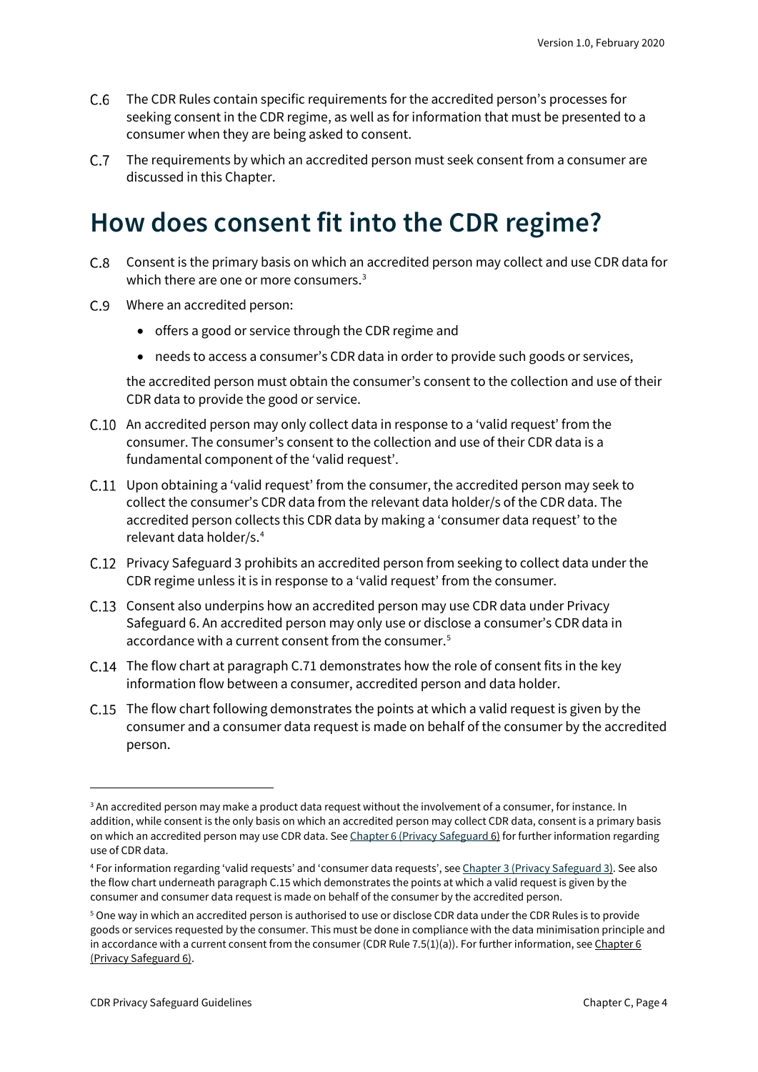C.6 The CDR Rules contain specific requirements for the accredited person's processes for seeking consent in the CDR regime, as well as for information that must be presented to a consumer when they are being asked to consent.

C.7 The requirements by which an accredited person must seek consent from a consumer are discussed in this Chapter.

# How does consent fit into the CDR regime?

C.8 Consent is the primary basis on which an accredited person may collect and use CDR data for which there are one or more consumers.[3]

C.9 Where an accredited person:

- offers a good or service through the CDR regime and
- needs to access a consumer's CDR data in order to provide such goods or services,

the accredited person must obtain the consumer's consent to the collection and use of their CDR data to provide the good or service.

C.10 An accredited person may only collect data in response to a 'valid request' from the consumer. The consumer's consent to the collection and use of their CDR data is a fundamental component of the 'valid request'.

C.11 Upon obtaining a 'valid request' from the consumer, the accredited person may seek to collect the consumer's CDR data from the relevant data holder/s of the CDR data. The accredited person collects this CDR data by making a 'consumer data request' to the relevant data holder/s.[4]

C.12 Privacy Safeguard 3 prohibits an accredited person from seeking to collect data under the CDR regime unless it is in response to a 'valid request' from the consumer.

C.13 Consent also underpins how an accredited person may use CDR data under Privacy Safeguard 6. An accredited person may only use or disclose a consumer's CDR data in accordance with a current consent from the consumer.[5]

C.14 The flow chart at paragraph C.71 demonstrates how the role of consent fits in the key information flow between a consumer, accredited person and data holder.

C.15 The flow chart following demonstrates the points at which a valid request is given by the consumer and a consumer data request is made on behalf of the consumer by the accredited person.

---

[3] An accredited person may make a product data request without the involvement of a consumer, for instance. In addition, while consent is the only basis on which an accredited person may collect CDR data, consent is a primary basis on which an accredited person may use CDR data. See Chapter 6 (Privacy Safeguard 6) for further information regarding use of CDR data.

[4] For information regarding 'valid requests' and 'consumer data requests', see Chapter 3 (Privacy Safeguard 3). See also the flow chart underneath paragraph C.15 which demonstrates the points at which a valid request is given by the consumer and consumer data request is made on behalf of the consumer by the accredited person.

[5] One way in which an accredited person is authorised to use or disclose CDR data under the CDR Rules is to provide goods or services requested by the consumer. This must be done in compliance with the data minimisation principle and in accordance with a current consent from the consumer (CDR Rule 7.5(1)(a)). For further information, see Chapter 6 (Privacy Safeguard 6).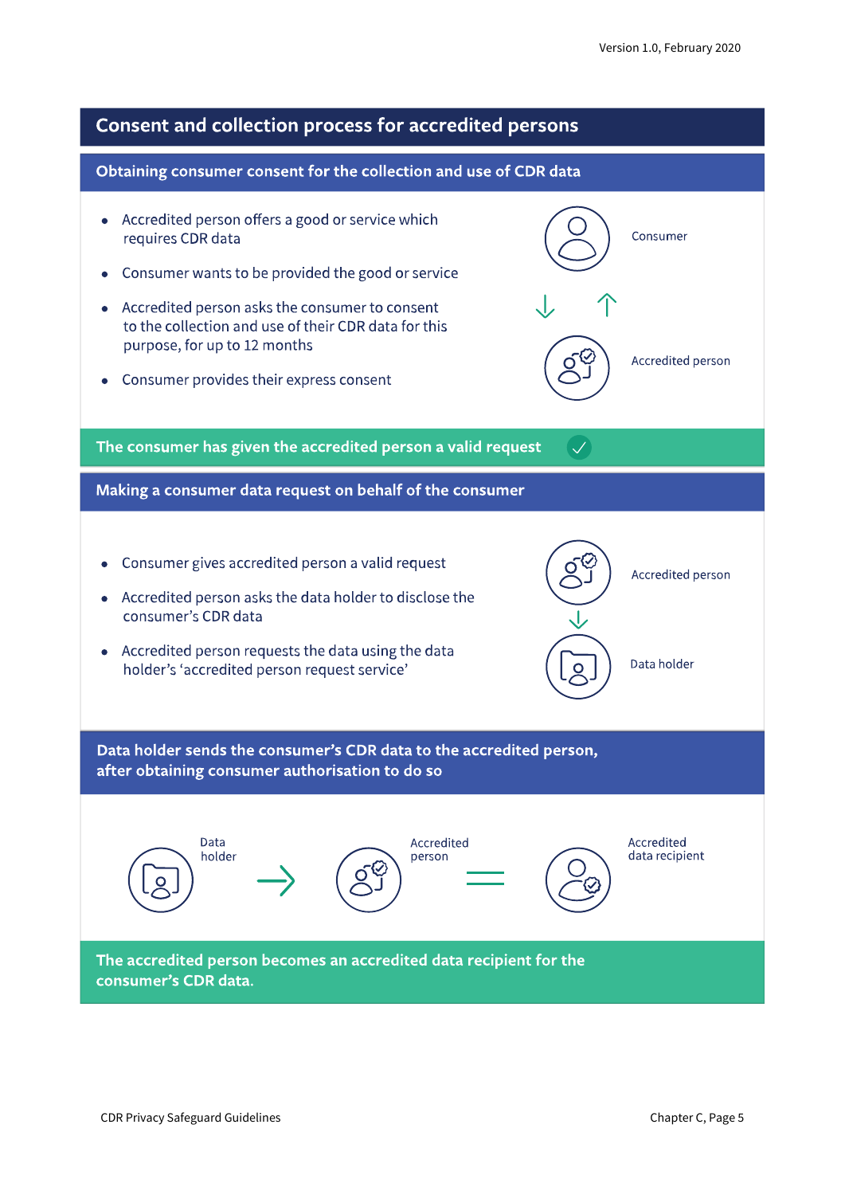## Consent and collection process for accredited persons

### Obtaining consumer consent for the collection and use of CDR data

- Accredited person offers a good or service which requires CDR data
- Consumer wants to be provided the good or service
- Accredited person asks the consumer to consent to the collection and use of their CDR data for this purpose, for up to 12 months
- Consumer provides their express consent

Consumer

Accredited person

**The consumer has given the accredited person a valid request**

### Making a consumer data request on behalf of the consumer

- Consumer gives accredited person a valid request
- Accredited person asks the data holder to disclose the consumer's CDR data
- Accredited person requests the data using the data holder's 'accredited person request service'

Accredited person

Data holder

### Data holder sends the consumer's CDR data to the accredited person, after obtaining consumer authorisation to do so

Data holder → Accredited person = Accredited data recipient

**The accredited person becomes an accredited data recipient for the consumer's CDR data.**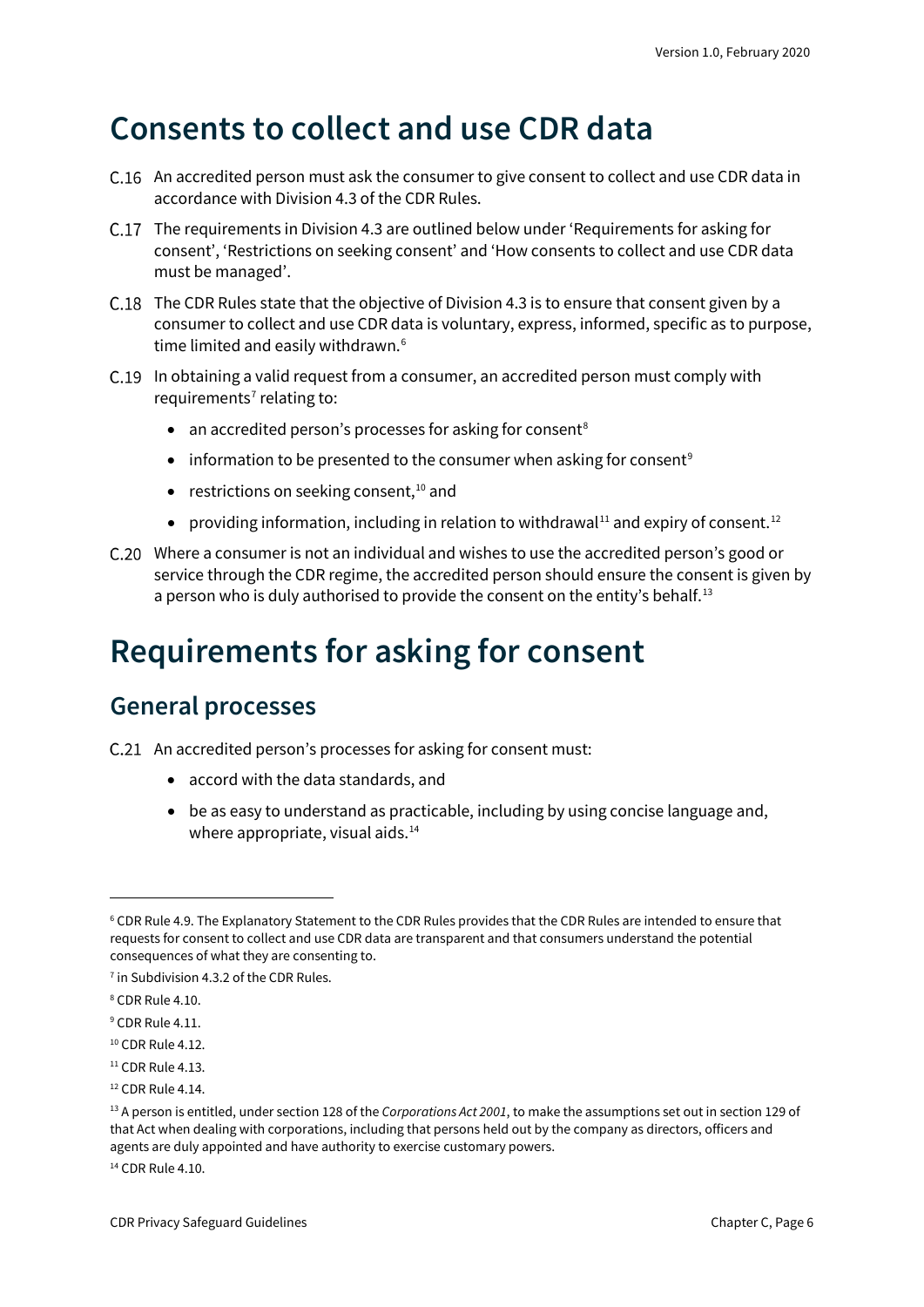# Consents to collect and use CDR data

C.16 An accredited person must ask the consumer to give consent to collect and use CDR data in accordance with Division 4.3 of the CDR Rules.

C.17 The requirements in Division 4.3 are outlined below under 'Requirements for asking for consent', 'Restrictions on seeking consent' and 'How consents to collect and use CDR data must be managed'.

C.18 The CDR Rules state that the objective of Division 4.3 is to ensure that consent given by a consumer to collect and use CDR data is voluntary, express, informed, specific as to purpose, time limited and easily withdrawn.[6]

C.19 In obtaining a valid request from a consumer, an accredited person must comply with requirements[7] relating to:

- an accredited person's processes for asking for consent[8]
- information to be presented to the consumer when asking for consent[9]
- restrictions on seeking consent,[10] and
- providing information, including in relation to withdrawal[11] and expiry of consent.[12]

C.20 Where a consumer is not an individual and wishes to use the accredited person's good or service through the CDR regime, the accredited person should ensure the consent is given by a person who is duly authorised to provide the consent on the entity's behalf.[13]

# Requirements for asking for consent

## General processes

C.21 An accredited person's processes for asking for consent must:

- accord with the data standards, and
- be as easy to understand as practicable, including by using concise language and, where appropriate, visual aids.[14]

---

[6] CDR Rule 4.9. The Explanatory Statement to the CDR Rules provides that the CDR Rules are intended to ensure that requests for consent to collect and use CDR data are transparent and that consumers understand the potential consequences of what they are consenting to.

[7] in Subdivision 4.3.2 of the CDR Rules.

[8] CDR Rule 4.10.

[9] CDR Rule 4.11.

[10] CDR Rule 4.12.

[11] CDR Rule 4.13.

[12] CDR Rule 4.14.

[13] A person is entitled, under section 128 of the *Corporations Act 2001*, to make the assumptions set out in section 129 of that Act when dealing with corporations, including that persons held out by the company as directors, officers and agents are duly appointed and have authority to exercise customary powers.

[14] CDR Rule 4.10.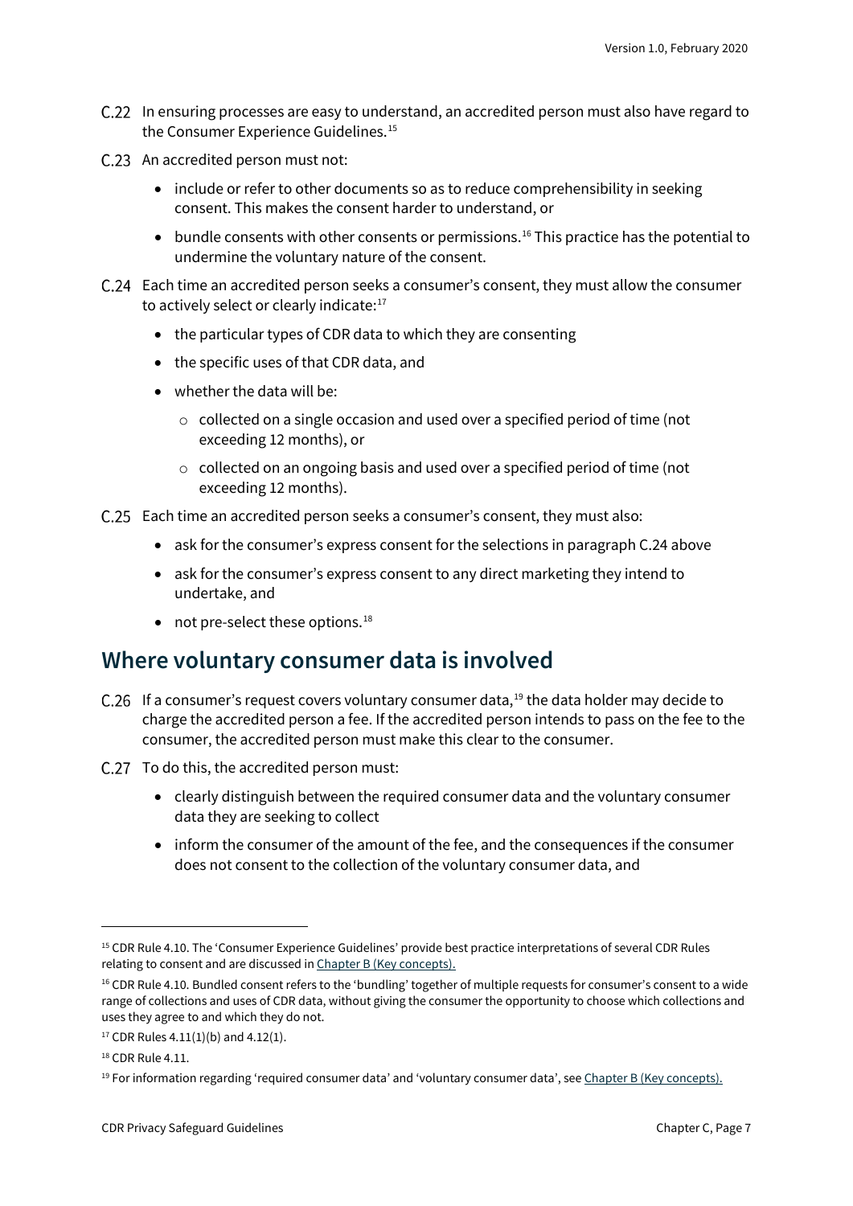C.22 In ensuring processes are easy to understand, an accredited person must also have regard to the Consumer Experience Guidelines.[15]

C.23 An accredited person must not:

- include or refer to other documents so as to reduce comprehensibility in seeking consent. This makes the consent harder to understand, or
- bundle consents with other consents or permissions.[16] This practice has the potential to undermine the voluntary nature of the consent.

C.24 Each time an accredited person seeks a consumer's consent, they must allow the consumer to actively select or clearly indicate:[17]

- the particular types of CDR data to which they are consenting
- the specific uses of that CDR data, and
- whether the data will be:
  - collected on a single occasion and used over a specified period of time (not exceeding 12 months), or
  - collected on an ongoing basis and used over a specified period of time (not exceeding 12 months).

C.25 Each time an accredited person seeks a consumer's consent, they must also:

- ask for the consumer's express consent for the selections in paragraph C.24 above
- ask for the consumer's express consent to any direct marketing they intend to undertake, and
- not pre-select these options.[18]

## Where voluntary consumer data is involved

C.26 If a consumer's request covers voluntary consumer data,[19] the data holder may decide to charge the accredited person a fee. If the accredited person intends to pass on the fee to the consumer, the accredited person must make this clear to the consumer.

C.27 To do this, the accredited person must:

- clearly distinguish between the required consumer data and the voluntary consumer data they are seeking to collect
- inform the consumer of the amount of the fee, and the consequences if the consumer does not consent to the collection of the voluntary consumer data, and

---

[15] CDR Rule 4.10. The 'Consumer Experience Guidelines' provide best practice interpretations of several CDR Rules relating to consent and are discussed in Chapter B (Key concepts).

[16] CDR Rule 4.10. Bundled consent refers to the 'bundling' together of multiple requests for consumer's consent to a wide range of collections and uses of CDR data, without giving the consumer the opportunity to choose which collections and uses they agree to and which they do not.

[17] CDR Rules 4.11(1)(b) and 4.12(1).

[18] CDR Rule 4.11.

[19] For information regarding 'required consumer data' and 'voluntary consumer data', see Chapter B (Key concepts).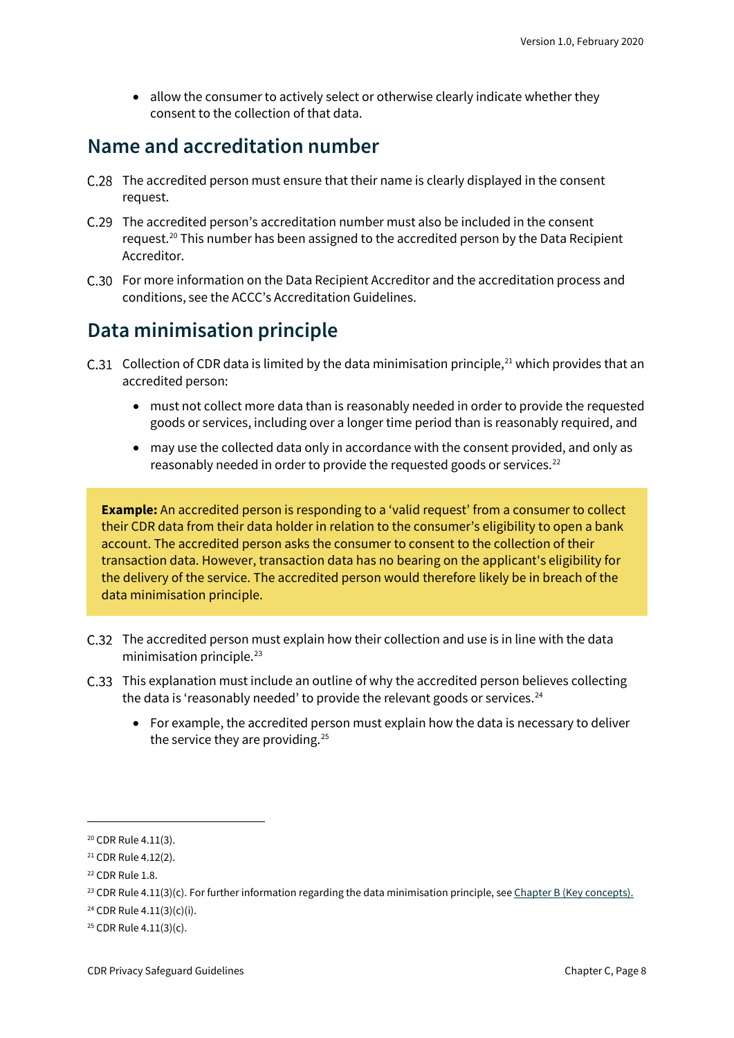- allow the consumer to actively select or otherwise clearly indicate whether they consent to the collection of that data.

## Name and accreditation number

C.28 The accredited person must ensure that their name is clearly displayed in the consent request.

C.29 The accredited person's accreditation number must also be included in the consent request.[20] This number has been assigned to the accredited person by the Data Recipient Accreditor.

C.30 For more information on the Data Recipient Accreditor and the accreditation process and conditions, see the ACCC's Accreditation Guidelines.

## Data minimisation principle

C.31 Collection of CDR data is limited by the data minimisation principle,[21] which provides that an accredited person:

- must not collect more data than is reasonably needed in order to provide the requested goods or services, including over a longer time period than is reasonably required, and
- may use the collected data only in accordance with the consent provided, and only as reasonably needed in order to provide the requested goods or services.[22]

> **Example:** An accredited person is responding to a 'valid request' from a consumer to collect their CDR data from their data holder in relation to the consumer's eligibility to open a bank account. The accredited person asks the consumer to consent to the collection of their transaction data. However, transaction data has no bearing on the applicant's eligibility for the delivery of the service. The accredited person would therefore likely be in breach of the data minimisation principle.

C.32 The accredited person must explain how their collection and use is in line with the data minimisation principle.[23]

C.33 This explanation must include an outline of why the accredited person believes collecting the data is 'reasonably needed' to provide the relevant goods or services.[24]

- For example, the accredited person must explain how the data is necessary to deliver the service they are providing.[25]

---

[20] CDR Rule 4.11(3).

[21] CDR Rule 4.12(2).

[22] CDR Rule 1.8.

[23] CDR Rule 4.11(3)(c). For further information regarding the data minimisation principle, see Chapter B (Key concepts).

[24] CDR Rule 4.11(3)(c)(i).

[25] CDR Rule 4.11(3)(c).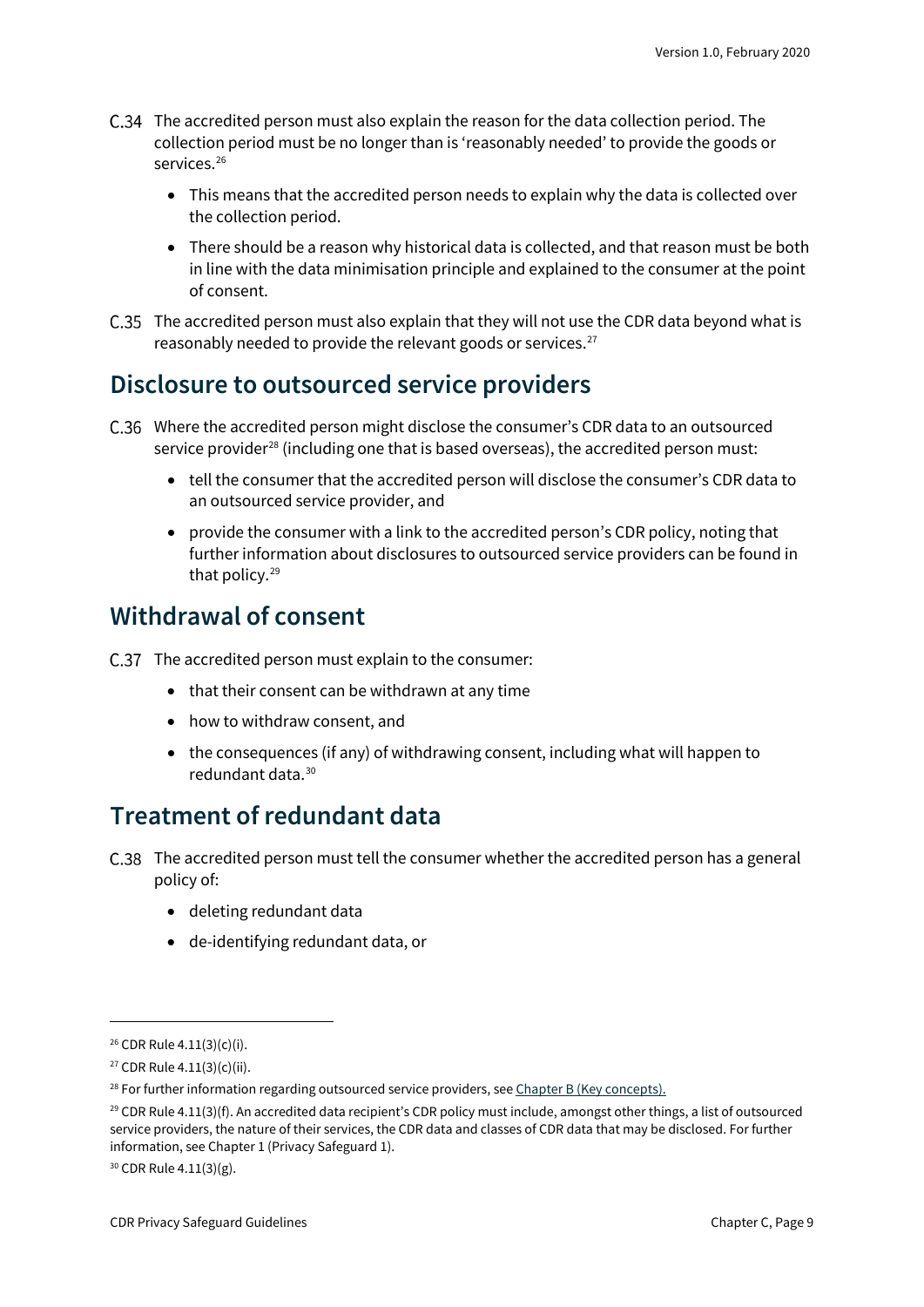C.34 The accredited person must also explain the reason for the data collection period. The collection period must be no longer than is 'reasonably needed' to provide the goods or services.[26]

- This means that the accredited person needs to explain why the data is collected over the collection period.
- There should be a reason why historical data is collected, and that reason must be both in line with the data minimisation principle and explained to the consumer at the point of consent.

C.35 The accredited person must also explain that they will not use the CDR data beyond what is reasonably needed to provide the relevant goods or services.[27]

## Disclosure to outsourced service providers

C.36 Where the accredited person might disclose the consumer's CDR data to an outsourced service provider[28] (including one that is based overseas), the accredited person must:

- tell the consumer that the accredited person will disclose the consumer's CDR data to an outsourced service provider, and
- provide the consumer with a link to the accredited person's CDR policy, noting that further information about disclosures to outsourced service providers can be found in that policy.[29]

## Withdrawal of consent

C.37 The accredited person must explain to the consumer:

- that their consent can be withdrawn at any time
- how to withdraw consent, and
- the consequences (if any) of withdrawing consent, including what will happen to redundant data.[30]

## Treatment of redundant data

C.38 The accredited person must tell the consumer whether the accredited person has a general policy of:

- deleting redundant data
- de-identifying redundant data, or

---

[26] CDR Rule 4.11(3)(c)(i).

[27] CDR Rule 4.11(3)(c)(ii).

[28] For further information regarding outsourced service providers, see Chapter B (Key concepts).

[29] CDR Rule 4.11(3)(f). An accredited data recipient's CDR policy must include, amongst other things, a list of outsourced service providers, the nature of their services, the CDR data and classes of CDR data that may be disclosed. For further information, see Chapter 1 (Privacy Safeguard 1).

[30] CDR Rule 4.11(3)(g).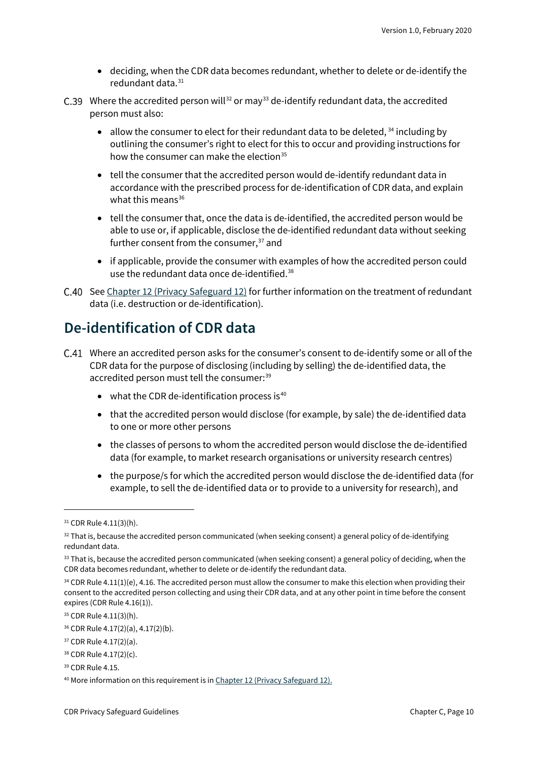- deciding, when the CDR data becomes redundant, whether to delete or de-identify the redundant data.[31]

C.39 Where the accredited person will[32] or may[33] de-identify redundant data, the accredited person must also:

- allow the consumer to elect for their redundant data to be deleted,[34] including by outlining the consumer's right to elect for this to occur and providing instructions for how the consumer can make the election[35]
- tell the consumer that the accredited person would de-identify redundant data in accordance with the prescribed process for de-identification of CDR data, and explain what this means[36]
- tell the consumer that, once the data is de-identified, the accredited person would be able to use or, if applicable, disclose the de-identified redundant data without seeking further consent from the consumer,[37] and
- if applicable, provide the consumer with examples of how the accredited person could use the redundant data once de-identified.[38]

C.40 See Chapter 12 (Privacy Safeguard 12) for further information on the treatment of redundant data (i.e. destruction or de-identification).

## De-identification of CDR data

C.41 Where an accredited person asks for the consumer's consent to de-identify some or all of the CDR data for the purpose of disclosing (including by selling) the de-identified data, the accredited person must tell the consumer:[39]

- what the CDR de-identification process is[40]
- that the accredited person would disclose (for example, by sale) the de-identified data to one or more other persons
- the classes of persons to whom the accredited person would disclose the de-identified data (for example, to market research organisations or university research centres)
- the purpose/s for which the accredited person would disclose the de-identified data (for example, to sell the de-identified data or to provide to a university for research), and

---

[31] CDR Rule 4.11(3)(h).

[32] That is, because the accredited person communicated (when seeking consent) a general policy of de-identifying redundant data.

[33] That is, because the accredited person communicated (when seeking consent) a general policy of deciding, when the CDR data becomes redundant, whether to delete or de-identify the redundant data.

[34] CDR Rule 4.11(1)(e), 4.16. The accredited person must allow the consumer to make this election when providing their consent to the accredited person collecting and using their CDR data, and at any other point in time before the consent expires (CDR Rule 4.16(1)).

[35] CDR Rule 4.11(3)(h).

[36] CDR Rule 4.17(2)(a), 4.17(2)(b).

[37] CDR Rule 4.17(2)(a).

[38] CDR Rule 4.17(2)(c).

[39] CDR Rule 4.15.

[40] More information on this requirement is in Chapter 12 (Privacy Safeguard 12).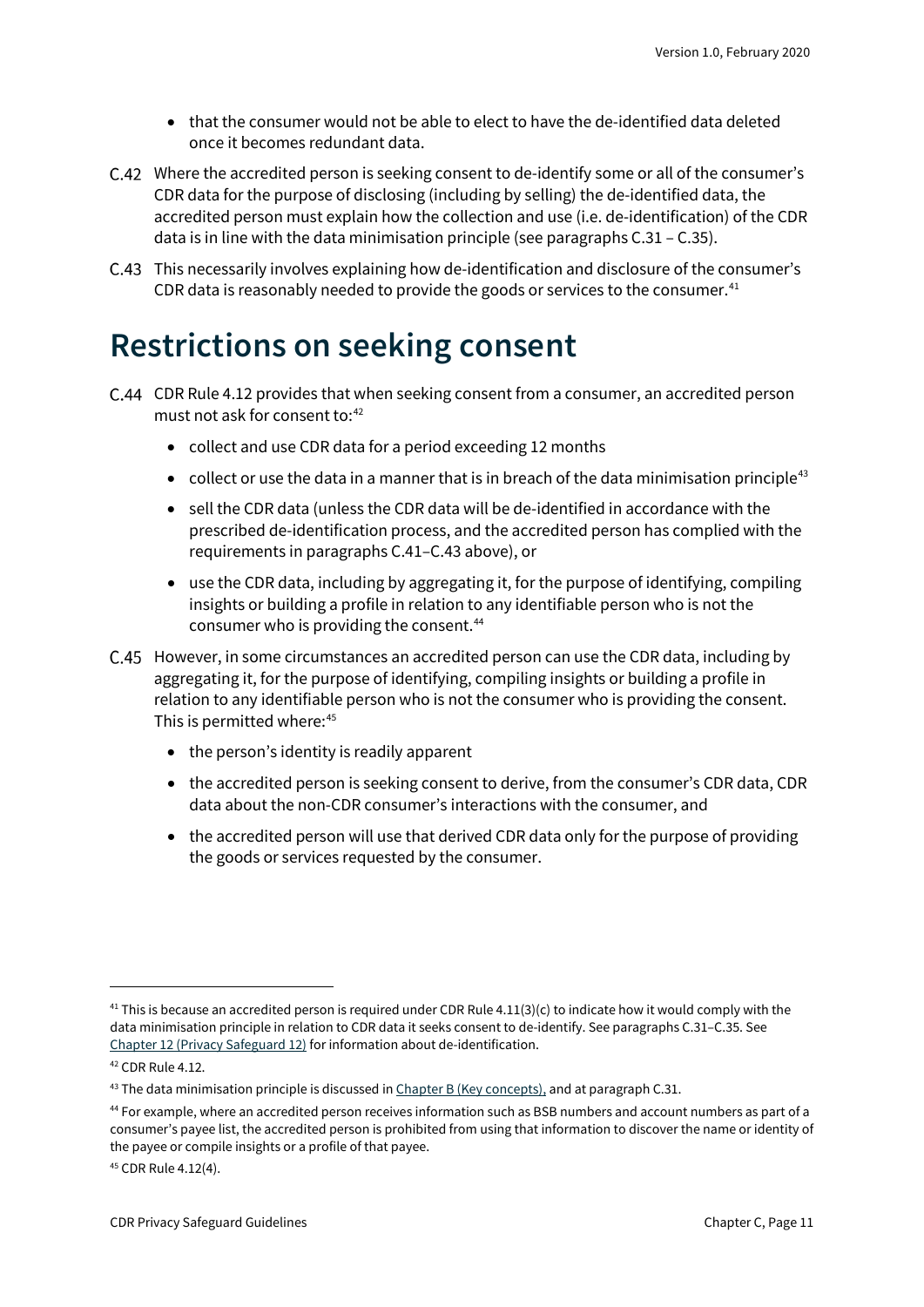- that the consumer would not be able to elect to have the de-identified data deleted once it becomes redundant data.

C.42 Where the accredited person is seeking consent to de-identify some or all of the consumer's CDR data for the purpose of disclosing (including by selling) the de-identified data, the accredited person must explain how the collection and use (i.e. de-identification) of the CDR data is in line with the data minimisation principle (see paragraphs C.31 – C.35).

C.43 This necessarily involves explaining how de-identification and disclosure of the consumer's CDR data is reasonably needed to provide the goods or services to the consumer.[41]

# Restrictions on seeking consent

C.44 CDR Rule 4.12 provides that when seeking consent from a consumer, an accredited person must not ask for consent to:[42]

- collect and use CDR data for a period exceeding 12 months
- collect or use the data in a manner that is in breach of the data minimisation principle[43]
- sell the CDR data (unless the CDR data will be de-identified in accordance with the prescribed de-identification process, and the accredited person has complied with the requirements in paragraphs C.41–C.43 above), or
- use the CDR data, including by aggregating it, for the purpose of identifying, compiling insights or building a profile in relation to any identifiable person who is not the consumer who is providing the consent.[44]

C.45 However, in some circumstances an accredited person can use the CDR data, including by aggregating it, for the purpose of identifying, compiling insights or building a profile in relation to any identifiable person who is not the consumer who is providing the consent. This is permitted where:[45]

- the person's identity is readily apparent
- the accredited person is seeking consent to derive, from the consumer's CDR data, CDR data about the non-CDR consumer's interactions with the consumer, and
- the accredited person will use that derived CDR data only for the purpose of providing the goods or services requested by the consumer.

---

[41] This is because an accredited person is required under CDR Rule 4.11(3)(c) to indicate how it would comply with the data minimisation principle in relation to CDR data it seeks consent to de-identify. See paragraphs C.31–C.35. See Chapter 12 (Privacy Safeguard 12) for information about de-identification.

[42] CDR Rule 4.12.

[43] The data minimisation principle is discussed in Chapter B (Key concepts), and at paragraph C.31.

[44] For example, where an accredited person receives information such as BSB numbers and account numbers as part of a consumer's payee list, the accredited person is prohibited from using that information to discover the name or identity of the payee or compile insights or a profile of that payee.

[45] CDR Rule 4.12(4).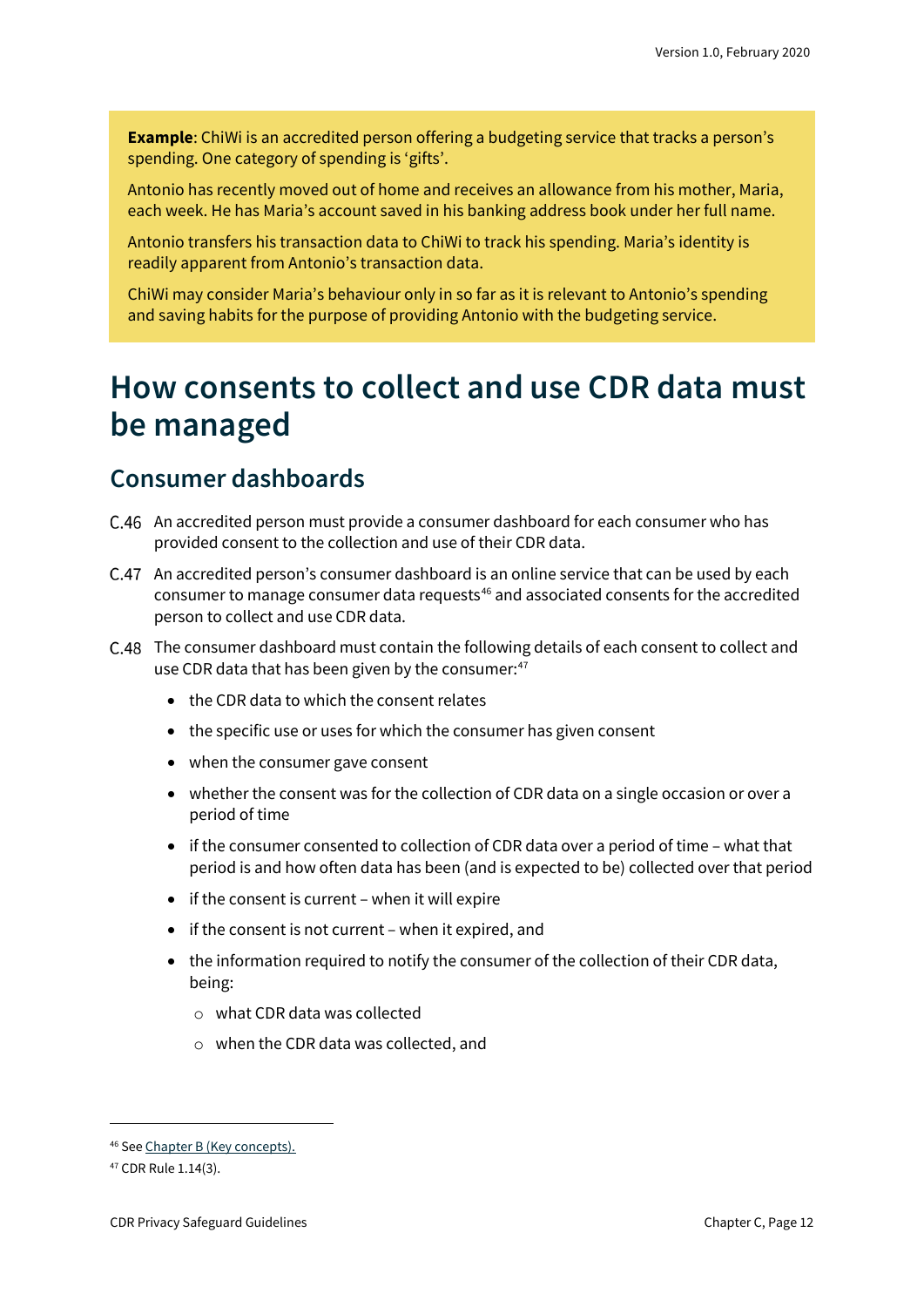**Example**: ChiWi is an accredited person offering a budgeting service that tracks a person's spending. One category of spending is 'gifts'.

Antonio has recently moved out of home and receives an allowance from his mother, Maria, each week. He has Maria's account saved in his banking address book under her full name.

Antonio transfers his transaction data to ChiWi to track his spending. Maria's identity is readily apparent from Antonio's transaction data.

ChiWi may consider Maria's behaviour only in so far as it is relevant to Antonio's spending and saving habits for the purpose of providing Antonio with the budgeting service.

# How consents to collect and use CDR data must be managed

## Consumer dashboards

C.46 An accredited person must provide a consumer dashboard for each consumer who has provided consent to the collection and use of their CDR data.

C.47 An accredited person's consumer dashboard is an online service that can be used by each consumer to manage consumer data requests[46] and associated consents for the accredited person to collect and use CDR data.

C.48 The consumer dashboard must contain the following details of each consent to collect and use CDR data that has been given by the consumer:[47]

- the CDR data to which the consent relates
- the specific use or uses for which the consumer has given consent
- when the consumer gave consent
- whether the consent was for the collection of CDR data on a single occasion or over a period of time
- if the consumer consented to collection of CDR data over a period of time – what that period is and how often data has been (and is expected to be) collected over that period
- if the consent is current – when it will expire
- if the consent is not current – when it expired, and
- the information required to notify the consumer of the collection of their CDR data, being:
    - what CDR data was collected
    - when the CDR data was collected, and

[46] See Chapter B (Key concepts).

[47] CDR Rule 1.14(3).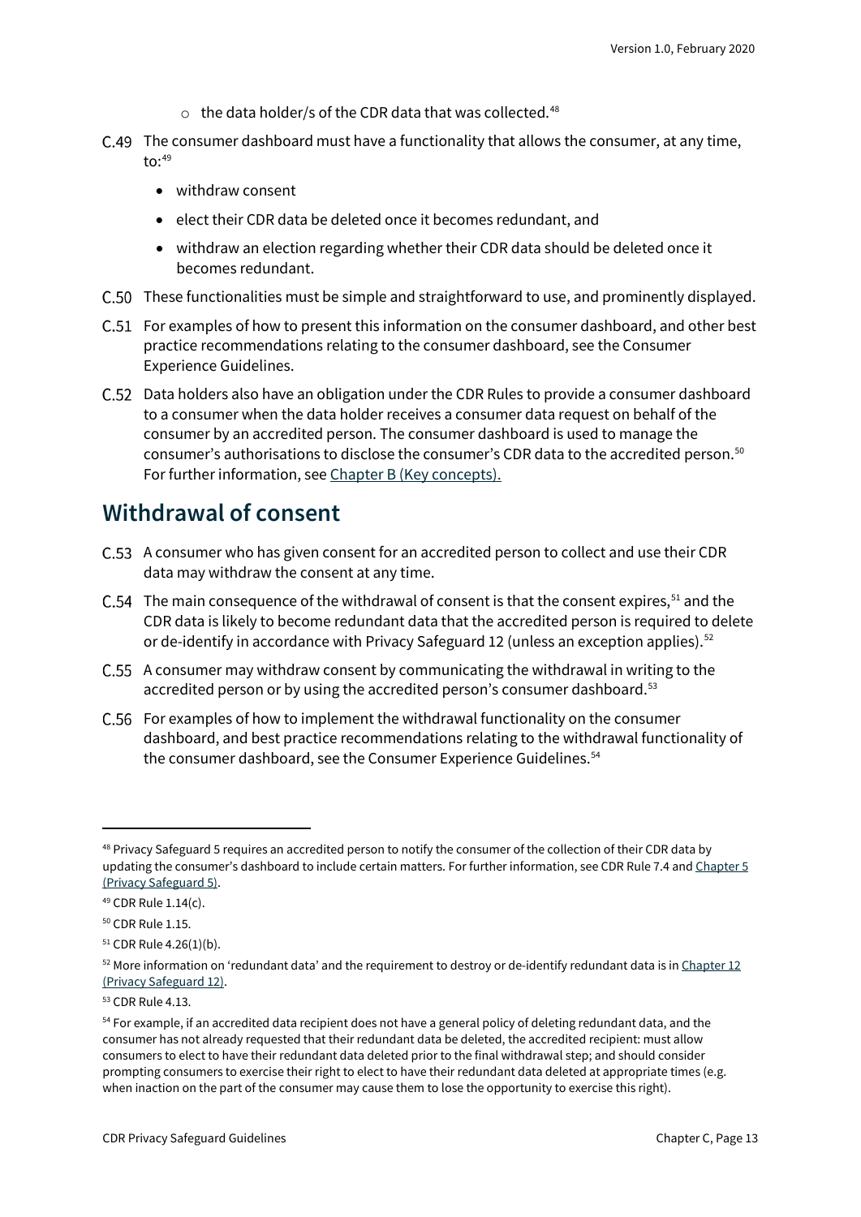- the data holder/s of the CDR data that was collected.[48]

C.49 The consumer dashboard must have a functionality that allows the consumer, at any time, to:[49]

- withdraw consent
- elect their CDR data be deleted once it becomes redundant, and
- withdraw an election regarding whether their CDR data should be deleted once it becomes redundant.

C.50 These functionalities must be simple and straightforward to use, and prominently displayed.

C.51 For examples of how to present this information on the consumer dashboard, and other best practice recommendations relating to the consumer dashboard, see the Consumer Experience Guidelines.

C.52 Data holders also have an obligation under the CDR Rules to provide a consumer dashboard to a consumer when the data holder receives a consumer data request on behalf of the consumer by an accredited person. The consumer dashboard is used to manage the consumer's authorisations to disclose the consumer's CDR data to the accredited person.[50] For further information, see Chapter B (Key concepts).

## Withdrawal of consent

C.53 A consumer who has given consent for an accredited person to collect and use their CDR data may withdraw the consent at any time.

C.54 The main consequence of the withdrawal of consent is that the consent expires,[51] and the CDR data is likely to become redundant data that the accredited person is required to delete or de-identify in accordance with Privacy Safeguard 12 (unless an exception applies).[52]

C.55 A consumer may withdraw consent by communicating the withdrawal in writing to the accredited person or by using the accredited person's consumer dashboard.[53]

C.56 For examples of how to implement the withdrawal functionality on the consumer dashboard, and best practice recommendations relating to the withdrawal functionality of the consumer dashboard, see the Consumer Experience Guidelines.[54]

---

[48] Privacy Safeguard 5 requires an accredited person to notify the consumer of the collection of their CDR data by updating the consumer's dashboard to include certain matters. For further information, see CDR Rule 7.4 and Chapter 5 (Privacy Safeguard 5).

[49] CDR Rule 1.14(c).

[50] CDR Rule 1.15.

[51] CDR Rule 4.26(1)(b).

[52] More information on 'redundant data' and the requirement to destroy or de-identify redundant data is in Chapter 12 (Privacy Safeguard 12).

[53] CDR Rule 4.13.

[54] For example, if an accredited data recipient does not have a general policy of deleting redundant data, and the consumer has not already requested that their redundant data be deleted, the accredited recipient: must allow consumers to elect to have their redundant data deleted prior to the final withdrawal step; and should consider prompting consumers to exercise their right to elect to have their redundant data deleted at appropriate times (e.g. when inaction on the part of the consumer may cause them to lose the opportunity to exercise this right).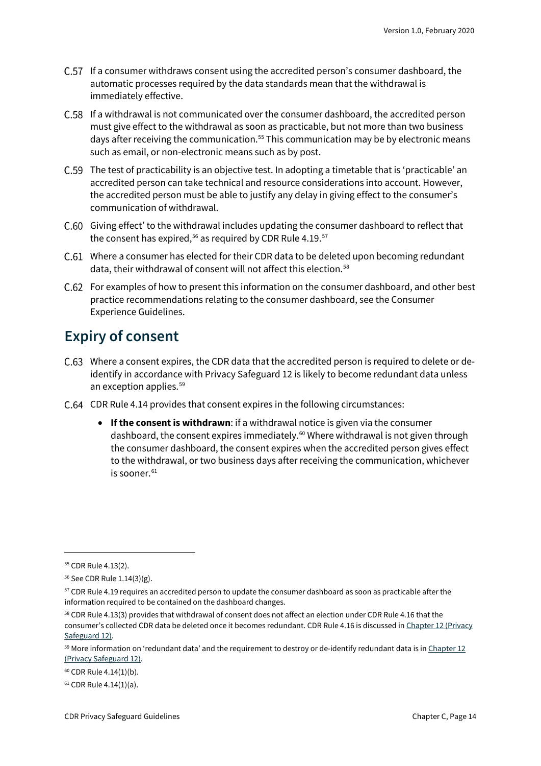C.57 If a consumer withdraws consent using the accredited person's consumer dashboard, the automatic processes required by the data standards mean that the withdrawal is immediately effective.

C.58 If a withdrawal is not communicated over the consumer dashboard, the accredited person must give effect to the withdrawal as soon as practicable, but not more than two business days after receiving the communication.[55] This communication may be by electronic means such as email, or non-electronic means such as by post.

C.59 The test of practicability is an objective test. In adopting a timetable that is 'practicable' an accredited person can take technical and resource considerations into account. However, the accredited person must be able to justify any delay in giving effect to the consumer's communication of withdrawal.

C.60 Giving effect' to the withdrawal includes updating the consumer dashboard to reflect that the consent has expired,[56] as required by CDR Rule 4.19.[57]

C.61 Where a consumer has elected for their CDR data to be deleted upon becoming redundant data, their withdrawal of consent will not affect this election.[58]

C.62 For examples of how to present this information on the consumer dashboard, and other best practice recommendations relating to the consumer dashboard, see the Consumer Experience Guidelines.

## Expiry of consent

C.63 Where a consent expires, the CDR data that the accredited person is required to delete or de-identify in accordance with Privacy Safeguard 12 is likely to become redundant data unless an exception applies.[59]

C.64 CDR Rule 4.14 provides that consent expires in the following circumstances:

- **If the consent is withdrawn**: if a withdrawal notice is given via the consumer dashboard, the consent expires immediately.[60] Where withdrawal is not given through the consumer dashboard, the consent expires when the accredited person gives effect to the withdrawal, or two business days after receiving the communication, whichever is sooner.[61]

---

[55] CDR Rule 4.13(2).

[56] See CDR Rule 1.14(3)(g).

[57] CDR Rule 4.19 requires an accredited person to update the consumer dashboard as soon as practicable after the information required to be contained on the dashboard changes.

[58] CDR Rule 4.13(3) provides that withdrawal of consent does not affect an election under CDR Rule 4.16 that the consumer's collected CDR data be deleted once it becomes redundant. CDR Rule 4.16 is discussed in Chapter 12 (Privacy Safeguard 12).

[59] More information on 'redundant data' and the requirement to destroy or de-identify redundant data is in Chapter 12 (Privacy Safeguard 12).

[60] CDR Rule 4.14(1)(b).

[61] CDR Rule 4.14(1)(a).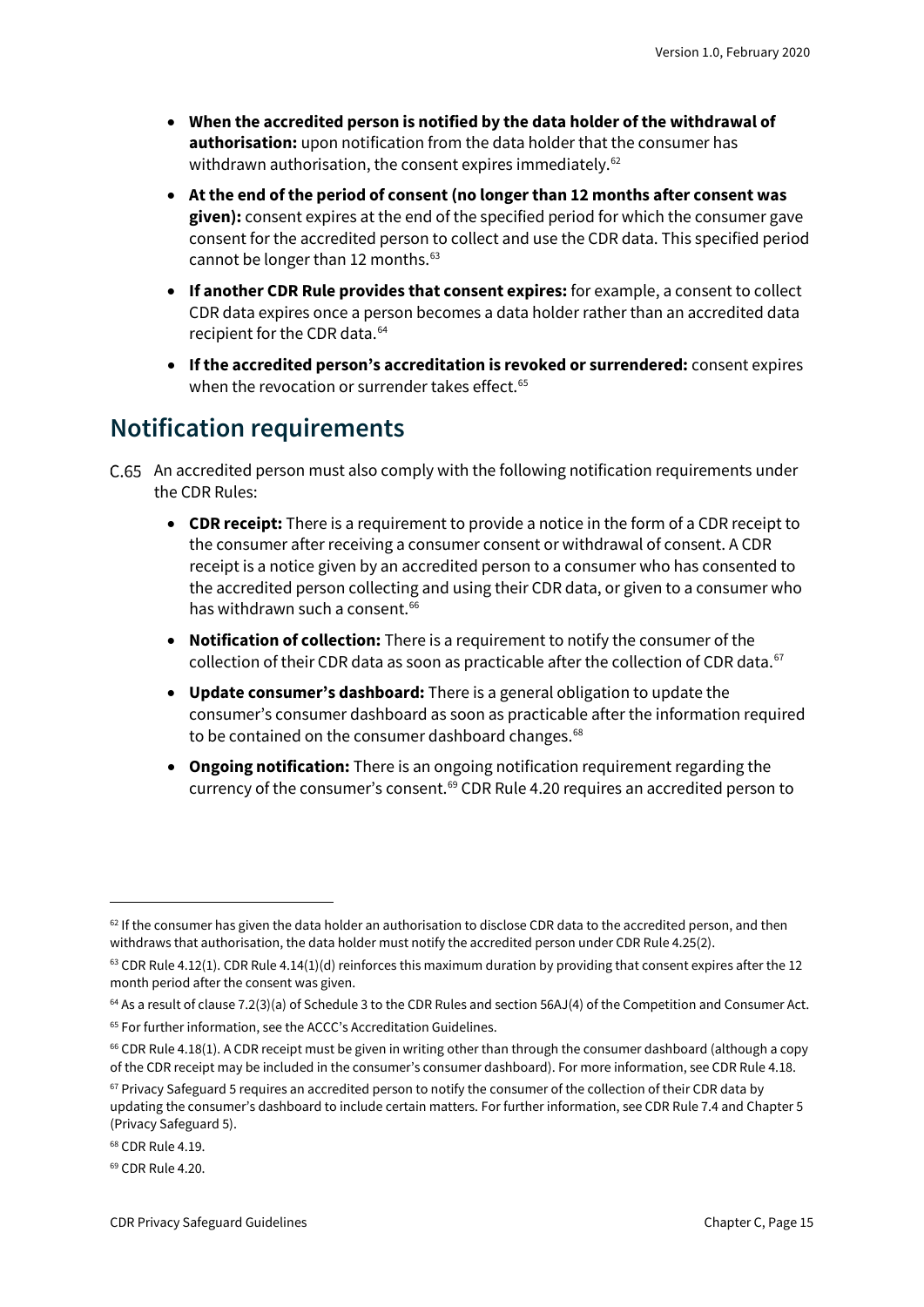- **When the accredited person is notified by the data holder of the withdrawal of authorisation:** upon notification from the data holder that the consumer has withdrawn authorisation, the consent expires immediately.[62]
- **At the end of the period of consent (no longer than 12 months after consent was given):** consent expires at the end of the specified period for which the consumer gave consent for the accredited person to collect and use the CDR data. This specified period cannot be longer than 12 months.[63]
- **If another CDR Rule provides that consent expires:** for example, a consent to collect CDR data expires once a person becomes a data holder rather than an accredited data recipient for the CDR data.[64]
- **If the accredited person's accreditation is revoked or surrendered:** consent expires when the revocation or surrender takes effect.[65]

## Notification requirements

C.65 An accredited person must also comply with the following notification requirements under the CDR Rules:

- **CDR receipt:** There is a requirement to provide a notice in the form of a CDR receipt to the consumer after receiving a consumer consent or withdrawal of consent. A CDR receipt is a notice given by an accredited person to a consumer who has consented to the accredited person collecting and using their CDR data, or given to a consumer who has withdrawn such a consent.[66]
- **Notification of collection:** There is a requirement to notify the consumer of the collection of their CDR data as soon as practicable after the collection of CDR data.[67]
- **Update consumer's dashboard:** There is a general obligation to update the consumer's consumer dashboard as soon as practicable after the information required to be contained on the consumer dashboard changes.[68]
- **Ongoing notification:** There is an ongoing notification requirement regarding the currency of the consumer's consent.[69] CDR Rule 4.20 requires an accredited person to

---

[62] If the consumer has given the data holder an authorisation to disclose CDR data to the accredited person, and then withdraws that authorisation, the data holder must notify the accredited person under CDR Rule 4.25(2).

[63] CDR Rule 4.12(1). CDR Rule 4.14(1)(d) reinforces this maximum duration by providing that consent expires after the 12 month period after the consent was given.

[64] As a result of clause 7.2(3)(a) of Schedule 3 to the CDR Rules and section 56AJ(4) of the Competition and Consumer Act.

[65] For further information, see the ACCC's Accreditation Guidelines.

[66] CDR Rule 4.18(1). A CDR receipt must be given in writing other than through the consumer dashboard (although a copy of the CDR receipt may be included in the consumer's consumer dashboard). For more information, see CDR Rule 4.18.

[67] Privacy Safeguard 5 requires an accredited person to notify the consumer of the collection of their CDR data by updating the consumer's dashboard to include certain matters. For further information, see CDR Rule 7.4 and Chapter 5 (Privacy Safeguard 5).

[68] CDR Rule 4.19.

[69] CDR Rule 4.20.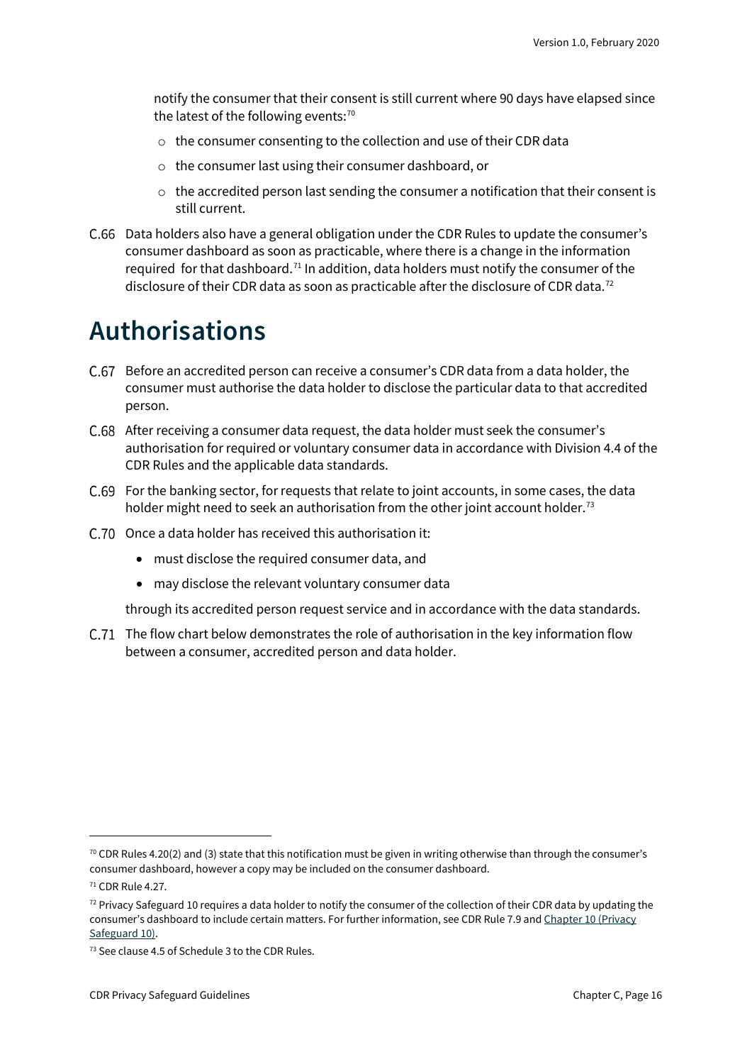notify the consumer that their consent is still current where 90 days have elapsed since the latest of the following events:[70]

- the consumer consenting to the collection and use of their CDR data
- the consumer last using their consumer dashboard, or
- the accredited person last sending the consumer a notification that their consent is still current.

C.66 Data holders also have a general obligation under the CDR Rules to update the consumer's consumer dashboard as soon as practicable, where there is a change in the information required for that dashboard.[71] In addition, data holders must notify the consumer of the disclosure of their CDR data as soon as practicable after the disclosure of CDR data.[72]

# Authorisations

C.67 Before an accredited person can receive a consumer's CDR data from a data holder, the consumer must authorise the data holder to disclose the particular data to that accredited person.

C.68 After receiving a consumer data request, the data holder must seek the consumer's authorisation for required or voluntary consumer data in accordance with Division 4.4 of the CDR Rules and the applicable data standards.

C.69 For the banking sector, for requests that relate to joint accounts, in some cases, the data holder might need to seek an authorisation from the other joint account holder.[73]

C.70 Once a data holder has received this authorisation it:

- must disclose the required consumer data, and
- may disclose the relevant voluntary consumer data

through its accredited person request service and in accordance with the data standards.

C.71 The flow chart below demonstrates the role of authorisation in the key information flow between a consumer, accredited person and data holder.

---

[70] CDR Rules 4.20(2) and (3) state that this notification must be given in writing otherwise than through the consumer's consumer dashboard, however a copy may be included on the consumer dashboard.

[71] CDR Rule 4.27.

[72] Privacy Safeguard 10 requires a data holder to notify the consumer of the collection of their CDR data by updating the consumer's dashboard to include certain matters. For further information, see CDR Rule 7.9 and Chapter 10 (Privacy Safeguard 10).

[73] See clause 4.5 of Schedule 3 to the CDR Rules.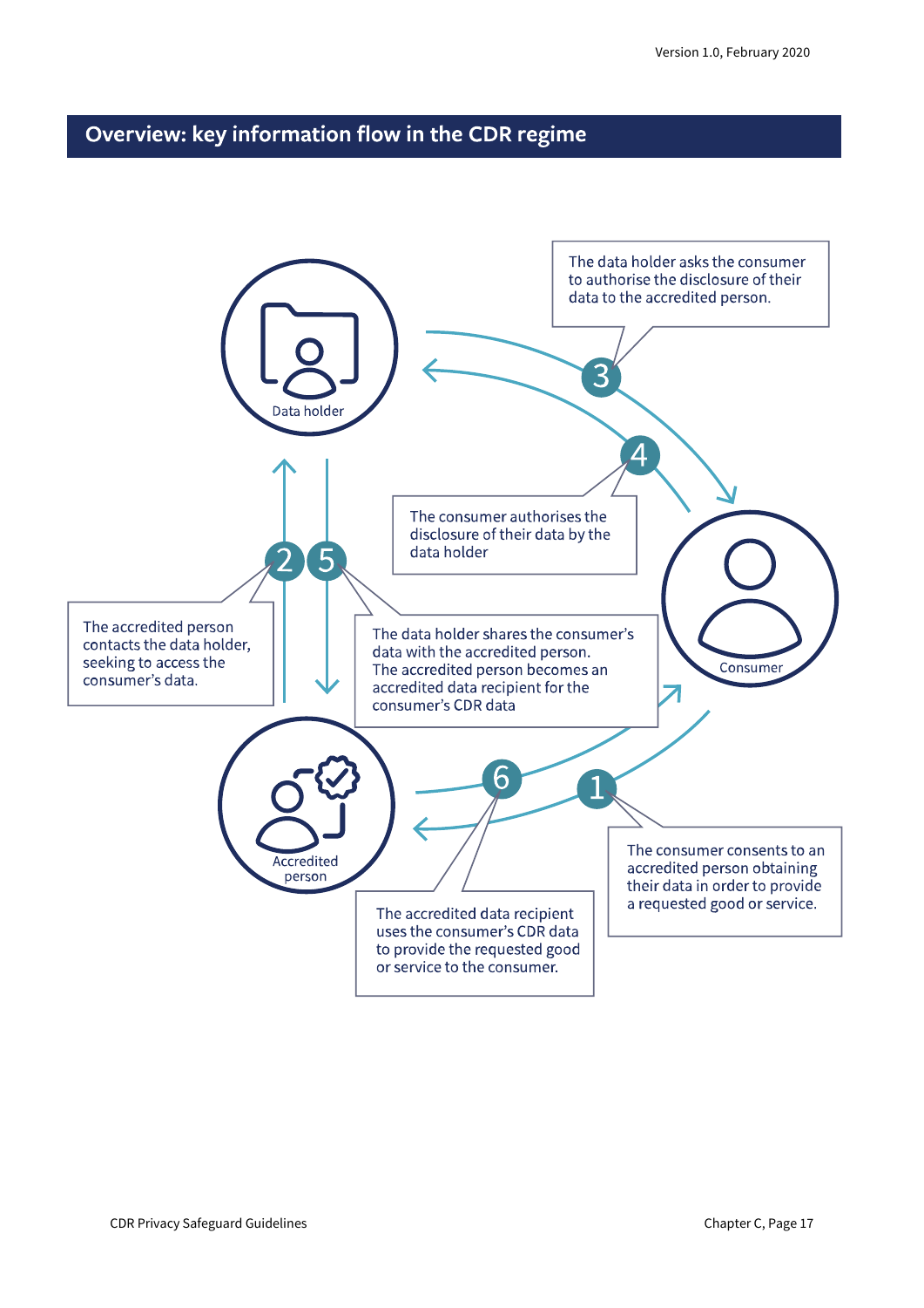## Overview: key information flow in the CDR regime

Data holder

Consumer

Accredited person

1 The consumer consents to an accredited person obtaining their data in order to provide a requested good or service.

2 The accredited person contacts the data holder, seeking to access the consumer's data.

3 The data holder asks the consumer to authorise the disclosure of their data to the accredited person.

4 The consumer authorises the disclosure of their data by the data holder

5 The data holder shares the consumer's data with the accredited person. The accredited person becomes an accredited data recipient for the consumer's CDR data

6 The accredited data recipient uses the consumer's CDR data to provide the requested good or service to the consumer.